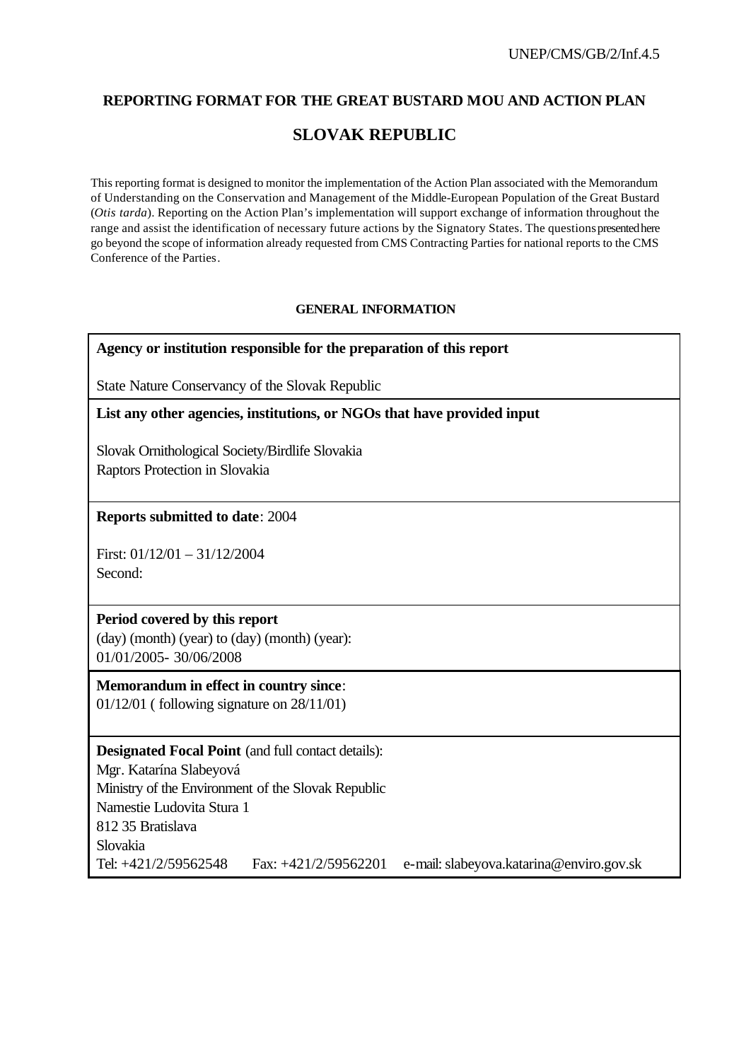UNEP/CMS/GB/2/Inf.4.5

## REPORTING FORMAT FOR THE GREAT BUSTARD MOU AND ACTION PLAN

## SLOVAK REPUBLIC

This reporting format is designed to monitor the implementation of the Action Plan associated with the Memorandum of Understanding on the Conservation and Management of the Middle-European Population of the Great Bustard (*Otis tarda*). Reporting on the Action Plan's implementation will support exchange of information throughout the range and assist the identification of necessary future actions by the Signatory States. The questions presented here go beyond the scope of information already requested from CMS Contracting Parties for national reports to the CMS Conference of the Parties.

### GENERAL INFORMATION

**Agency or institution responsible for the preparation of this report**

State Nature Conservancy of the Slovak Republic

**List any other agencies, institutions, or NGOs that have provided input**

Slovak Ornithological Society/Birdlife Slovakia
Raptors Protection in Slovakia

**Reports submitted to date**: 2004

First: 01/12/01 – 31/12/2004
Second:

**Period covered by this report**
(day) (month) (year) to (day) (month) (year):
01/01/2005- 30/06/2008

**Memorandum in effect in country since**:
01/12/01 ( following signature on 28/11/01)

**Designated Focal Point** (and full contact details):
Mgr. Katarína Slabeyová
Ministry of the Environment of the Slovak Republic
Namestie Ludovita Stura 1
812 35 Bratislava
Slovakia
Tel: +421/2/59562548 Fax: +421/2/59562201 e-mail: slabeyova.katarina@enviro.gov.sk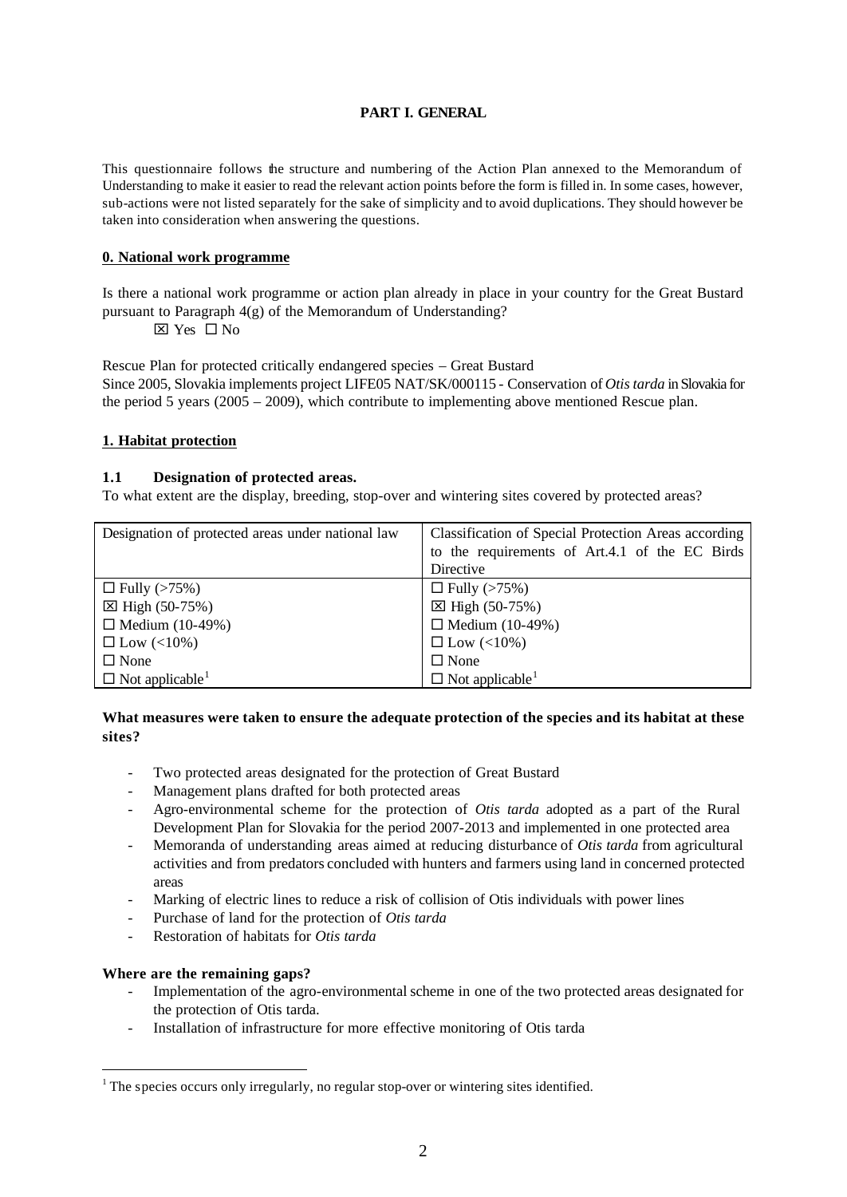## PART I. GENERAL

This questionnaire follows the structure and numbering of the Action Plan annexed to the Memorandum of Understanding to make it easier to read the relevant action points before the form is filled in. In some cases, however, sub-actions were not listed separately for the sake of simplicity and to avoid duplications. They should however be taken into consideration when answering the questions.

### 0. National work programme

Is there a national work programme or action plan already in place in your country for the Great Bustard pursuant to Paragraph 4(g) of the Memorandum of Understanding?

☒ Yes ☐ No

Rescue Plan for protected critically endangered species – Great Bustard
Since 2005, Slovakia implements project LIFE05 NAT/SK/000115 - Conservation of *Otis tarda* in Slovakia for the period 5 years (2005 – 2009), which contribute to implementing above mentioned Rescue plan.

### 1. Habitat protection

#### 1.1 Designation of protected areas.

To what extent are the display, breeding, stop-over and wintering sites covered by protected areas?

| Designation of protected areas under national law | Classification of Special Protection Areas according to the requirements of Art.4.1 of the EC Birds Directive |
|---|---|
| ☐ Fully (>75%) | ☐ Fully (>75%) |
| ☒ High (50-75%) | ☒ High (50-75%) |
| ☐ Medium (10-49%) | ☐ Medium (10-49%) |
| ☐ Low (<10%) | ☐ Low (<10%) |
| ☐ None | ☐ None |
| ☐ Not applicable[1] | ☐ Not applicable[1] |

**What measures were taken to ensure the adequate protection of the species and its habitat at these sites?**

- Two protected areas designated for the protection of Great Bustard
- Management plans drafted for both protected areas
- Agro-environmental scheme for the protection of *Otis tarda* adopted as a part of the Rural Development Plan for Slovakia for the period 2007-2013 and implemented in one protected area
- Memoranda of understanding areas aimed at reducing disturbance of *Otis tarda* from agricultural activities and from predators concluded with hunters and farmers using land in concerned protected areas
- Marking of electric lines to reduce a risk of collision of Otis individuals with power lines
- Purchase of land for the protection of *Otis tarda*
- Restoration of habitats for *Otis tarda*

**Where are the remaining gaps?**

- Implementation of the agro-environmental scheme in one of the two protected areas designated for the protection of Otis tarda.
- Installation of infrastructure for more effective monitoring of Otis tarda

[1] The species occurs only irregularly, no regular stop-over or wintering sites identified.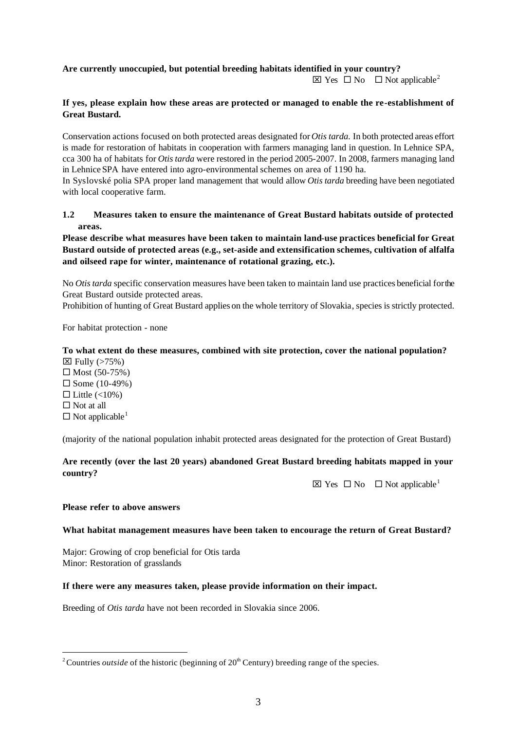**Are currently unoccupied, but potential breeding habitats identified in your country?**

☒ Yes ☐ No ☐ Not applicable[2]

**If yes, please explain how these areas are protected or managed to enable the re-establishment of Great Bustard.**

Conservation actions focused on both protected areas designated for *Otis tarda.* In both protected areas effort is made for restoration of habitats in cooperation with farmers managing land in question. In Lehnice SPA, cca 300 ha of habitats for *Otis tarda* were restored in the period 2005-2007. In 2008, farmers managing land in Lehnice SPA have entered into agro-environmental schemes on area of 1190 ha.

In Syslovské polia SPA proper land management that would allow *Otis tarda* breeding have been negotiated with local cooperative farm.

### 1.2 Measures taken to ensure the maintenance of Great Bustard habitats outside of protected areas.

**Please describe what measures have been taken to maintain land-use practices beneficial for Great Bustard outside of protected areas (e.g., set-aside and extensification schemes, cultivation of alfalfa and oilseed rape for winter, maintenance of rotational grazing, etc.).**

No *Otis tarda* specific conservation measures have been taken to maintain land use practices beneficial for the Great Bustard outside protected areas.

Prohibition of hunting of Great Bustard applies on the whole territory of Slovakia, species is strictly protected.

For habitat protection - none

**To what extent do these measures, combined with site protection, cover the national population?**

☒ Fully (>75%)
☐ Most (50-75%)
☐ Some (10-49%)
☐ Little (<10%)
☐ Not at all
☐ Not applicable[1]

(majority of the national population inhabit protected areas designated for the protection of Great Bustard)

**Are recently (over the last 20 years) abandoned Great Bustard breeding habitats mapped in your country?**

☒ Yes ☐ No ☐ Not applicable[1]

**Please refer to above answers**

**What habitat management measures have been taken to encourage the return of Great Bustard?**

Major: Growing of crop beneficial for Otis tarda
Minor: Restoration of grasslands

**If there were any measures taken, please provide information on their impact.**

Breeding of *Otis tarda* have not been recorded in Slovakia since 2006.

---

[2] Countries *outside* of the historic (beginning of 20th Century) breeding range of the species.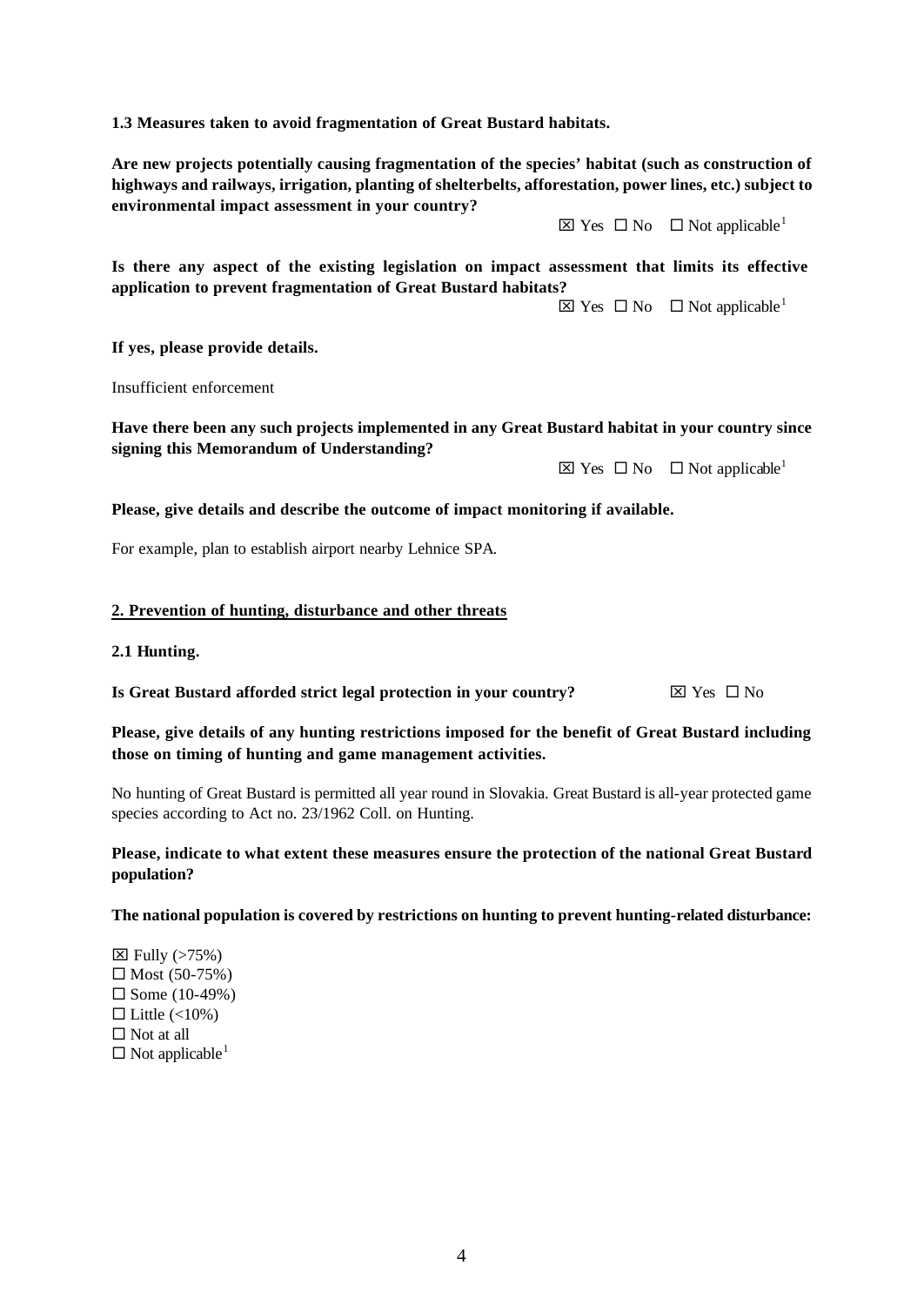**1.3 Measures taken to avoid fragmentation of Great Bustard habitats.**

**Are new projects potentially causing fragmentation of the species' habitat (such as construction of highways and railways, irrigation, planting of shelterbelts, afforestation, power lines, etc.) subject to environmental impact assessment in your country?**

☒ Yes ☐ No ☐ Not applicable[1]

**Is there any aspect of the existing legislation on impact assessment that limits its effective application to prevent fragmentation of Great Bustard habitats?**

☒ Yes ☐ No ☐ Not applicable[1]

**If yes, please provide details.**

Insufficient enforcement

**Have there been any such projects implemented in any Great Bustard habitat in your country since signing this Memorandum of Understanding?**

☒ Yes ☐ No ☐ Not applicable[1]

**Please, give details and describe the outcome of impact monitoring if available.**

For example, plan to establish airport nearby Lehnice SPA.

## 2. Prevention of hunting, disturbance and other threats

**2.1 Hunting.**

**Is Great Bustard afforded strict legal protection in your country?** ☒ Yes ☐ No

**Please, give details of any hunting restrictions imposed for the benefit of Great Bustard including those on timing of hunting and game management activities.**

No hunting of Great Bustard is permitted all year round in Slovakia. Great Bustard is all-year protected game species according to Act no. 23/1962 Coll. on Hunting.

**Please, indicate to what extent these measures ensure the protection of the national Great Bustard population?**

**The national population is covered by restrictions on hunting to prevent hunting-related disturbance:**

☒ Fully (>75%)
☐ Most (50-75%)
☐ Some (10-49%)
☐ Little (<10%)
☐ Not at all
☐ Not applicable[1]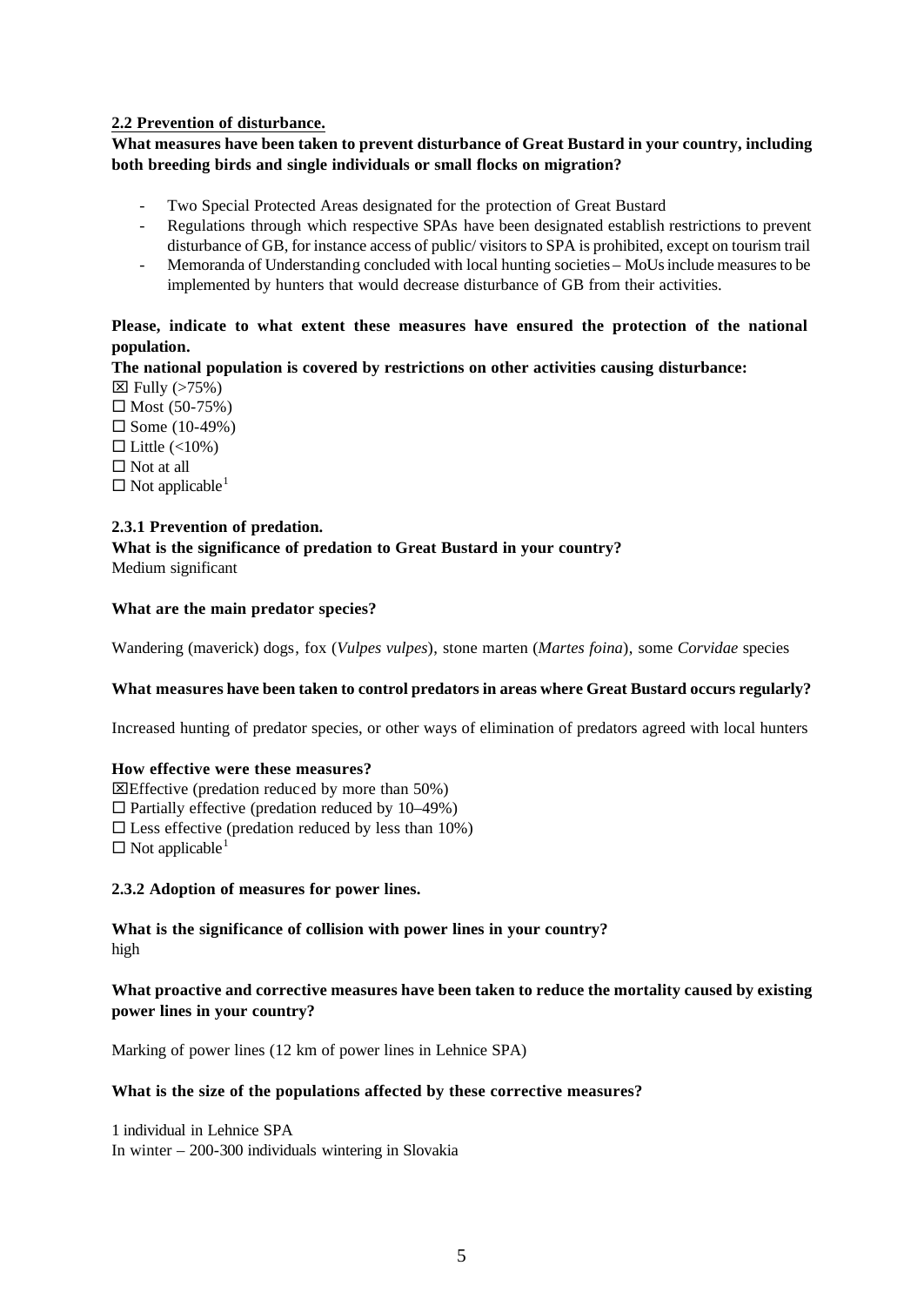**2.2 Prevention of disturbance.**

**What measures have been taken to prevent disturbance of Great Bustard in your country, including both breeding birds and single individuals or small flocks on migration?**

- Two Special Protected Areas designated for the protection of Great Bustard
- Regulations through which respective SPAs have been designated establish restrictions to prevent disturbance of GB, for instance access of public/ visitors to SPA is prohibited, except on tourism trail
- Memoranda of Understanding concluded with local hunting societies – MoUs include measures to be implemented by hunters that would decrease disturbance of GB from their activities.

**Please, indicate to what extent these measures have ensured the protection of the national population.**

**The national population is covered by restrictions on other activities causing disturbance:**

☒ Fully (>75%)
☐ Most (50-75%)
☐ Some (10-49%)
☐ Little (<10%)
☐ Not at all
☐ Not applicable[1]

**2.3.1 Prevention of predation.**

**What is the significance of predation to Great Bustard in your country?**

Medium significant

**What are the main predator species?**

Wandering (maverick) dogs, fox (*Vulpes vulpes*), stone marten (*Martes foina*), some *Corvidae* species

**What measures have been taken to control predators in areas where Great Bustard occurs regularly?**

Increased hunting of predator species, or other ways of elimination of predators agreed with local hunters

**How effective were these measures?**

☒Effective (predation reduced by more than 50%)
☐ Partially effective (predation reduced by 10–49%)
☐ Less effective (predation reduced by less than 10%)
☐ Not applicable[1]

**2.3.2 Adoption of measures for power lines.**

**What is the significance of collision with power lines in your country?**

high

**What proactive and corrective measures have been taken to reduce the mortality caused by existing power lines in your country?**

Marking of power lines (12 km of power lines in Lehnice SPA)

**What is the size of the populations affected by these corrective measures?**

1 individual in Lehnice SPA
In winter – 200-300 individuals wintering in Slovakia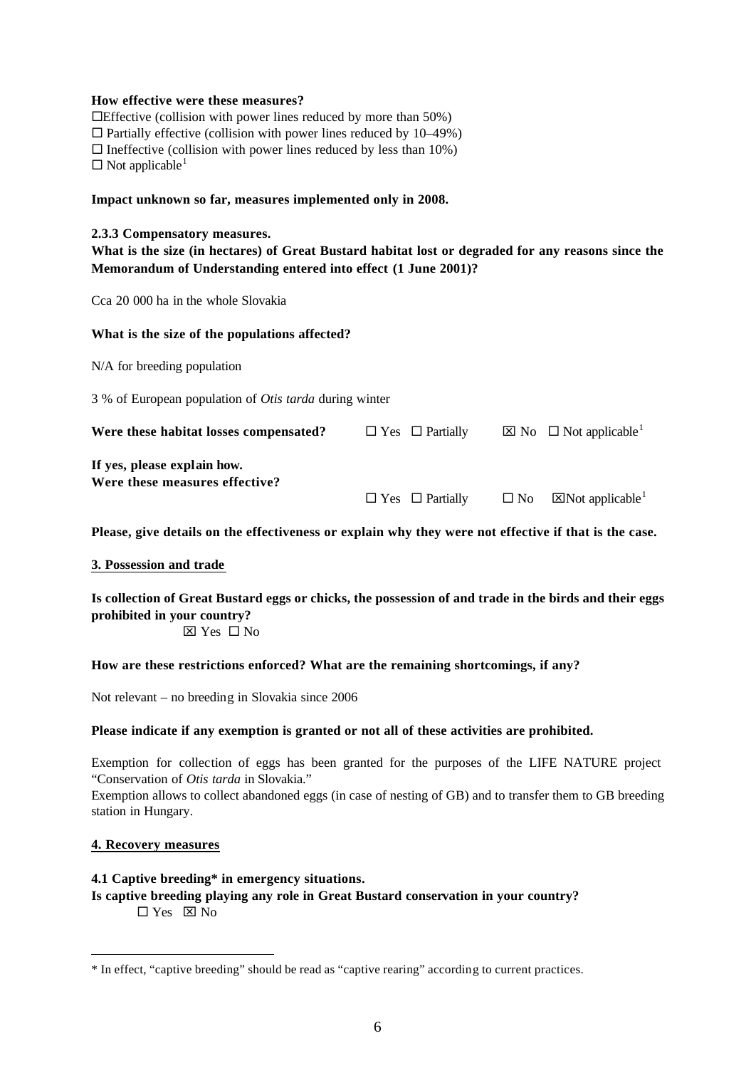**How effective were these measures?**

☐Effective (collision with power lines reduced by more than 50%)
☐ Partially effective (collision with power lines reduced by 10–49%)
☐ Ineffective (collision with power lines reduced by less than 10%)
☐ Not applicable[1]

**Impact unknown so far, measures implemented only in 2008.**

**2.3.3 Compensatory measures.**

**What is the size (in hectares) of Great Bustard habitat lost or degraded for any reasons since the Memorandum of Understanding entered into effect (1 June 2001)?**

Cca 20 000 ha in the whole Slovakia

**What is the size of the populations affected?**

N/A for breeding population

3 % of European population of *Otis tarda* during winter

**Were these habitat losses compensated?** ☐ Yes ☐ Partially ☒ No ☐ Not applicable[1]

**If yes, please explain how.**
**Were these measures effective?** ☐ Yes ☐ Partially ☐ No ☒Not applicable[1]

**Please, give details on the effectiveness or explain why they were not effective if that is the case.**

**3. Possession and trade**

**Is collection of Great Bustard eggs or chicks, the possession of and trade in the birds and their eggs prohibited in your country?**
☒ Yes ☐ No

**How are these restrictions enforced? What are the remaining shortcomings, if any?**

Not relevant – no breeding in Slovakia since 2006

**Please indicate if any exemption is granted or not all of these activities are prohibited.**

Exemption for collection of eggs has been granted for the purposes of the LIFE NATURE project "Conservation of *Otis tarda* in Slovakia."
Exemption allows to collect abandoned eggs (in case of nesting of GB) and to transfer them to GB breeding station in Hungary.

**4. Recovery measures**

**4.1 Captive breeding* in emergency situations.**
**Is captive breeding playing any role in Great Bustard conservation in your country?**
☐ Yes ☒ No

* In effect, "captive breeding" should be read as "captive rearing" according to current practices.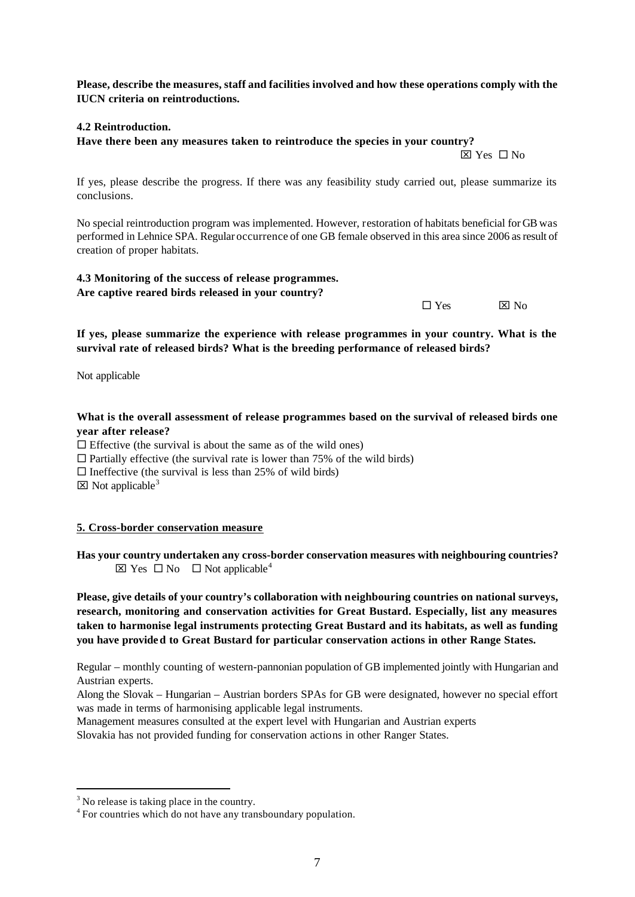**Please, describe the measures, staff and facilities involved and how these operations comply with the IUCN criteria on reintroductions.**

**4.2 Reintroduction.**

**Have there been any measures taken to reintroduce the species in your country?**

☒ Yes ☐ No

If yes, please describe the progress. If there was any feasibility study carried out, please summarize its conclusions.

No special reintroduction program was implemented. However, restoration of habitats beneficial for GB was performed in Lehnice SPA. Regular occurrence of one GB female observed in this area since 2006 as result of creation of proper habitats.

**4.3 Monitoring of the success of release programmes.**

**Are captive reared birds released in your country?**

☐ Yes ☒ No

**If yes, please summarize the experience with release programmes in your country. What is the survival rate of released birds? What is the breeding performance of released birds?**

Not applicable

**What is the overall assessment of release programmes based on the survival of released birds one year after release?**

☐ Effective (the survival is about the same as of the wild ones)
☐ Partially effective (the survival rate is lower than 75% of the wild birds)
☐ Ineffective (the survival is less than 25% of wild birds)
☒ Not applicable[3]

**5. Cross-border conservation measure**

**Has your country undertaken any cross-border conservation measures with neighbouring countries?**

☒ Yes ☐ No ☐ Not applicable[4]

**Please, give details of your country's collaboration with neighbouring countries on national surveys, research, monitoring and conservation activities for Great Bustard. Especially, list any measures taken to harmonise legal instruments protecting Great Bustard and its habitats, as well as funding you have provided to Great Bustard for particular conservation actions in other Range States.**

Regular – monthly counting of western-pannonian population of GB implemented jointly with Hungarian and Austrian experts.

Along the Slovak – Hungarian – Austrian borders SPAs for GB were designated, however no special effort was made in terms of harmonising applicable legal instruments.

Management measures consulted at the expert level with Hungarian and Austrian experts

Slovakia has not provided funding for conservation actions in other Ranger States.

[3] No release is taking place in the country.

[4] For countries which do not have any transboundary population.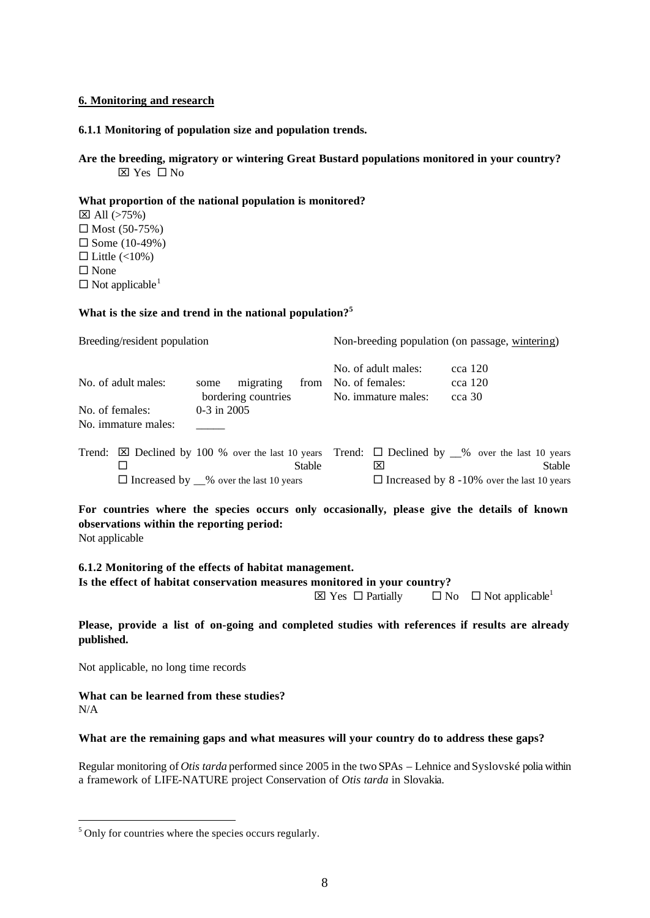## 6. Monitoring and research

**6.1.1 Monitoring of population size and population trends.**

**Are the breeding, migratory or wintering Great Bustard populations monitored in your country?**
☒ Yes ☐ No

**What proportion of the national population is monitored?**
☒ All (>75%)
☐ Most (50-75%)
☐ Some (10-49%)
☐ Little (<10%)
☐ None
☐ Not applicable[1]

**What is the size and trend in the national population?[5]**

| Breeding/resident population | | Non-breeding population (on passage, wintering) | |
|---|---|---|---|
| No. of adult males: | some migrating from bordering countries | No. of adult males: | cca 120 |
| No. of females: | 0-3 in 2005 | No. of females: | cca 120 |
| No. immature males: | _____ | No. immature males: | cca 30 |

| Breeding/resident population | Non-breeding population (on passage, wintering) |
|---|---|
| Trend: ☒ Declined by 100 % over the last 10 years | Trend: ☐ Declined by __% over the last 10 years |
| ☐ Stable | ☒ Stable |
| ☐ Increased by __% over the last 10 years | ☐ Increased by 8 -10% over the last 10 years |

**For countries where the species occurs only occasionally, please give the details of known observations within the reporting period:**
Not applicable

**6.1.2 Monitoring of the effects of habitat management.**
**Is the effect of habitat conservation measures monitored in your country?**
☒ Yes ☐ Partially ☐ No ☐ Not applicable[1]

**Please, provide a list of on-going and completed studies with references if results are already published.**

Not applicable, no long time records

**What can be learned from these studies?**
N/A

**What are the remaining gaps and what measures will your country do to address these gaps?**

Regular monitoring of *Otis tarda* performed since 2005 in the two SPAs – Lehnice and Syslovské polia within a framework of LIFE-NATURE project Conservation of *Otis tarda* in Slovakia.

---

[5] Only for countries where the species occurs regularly.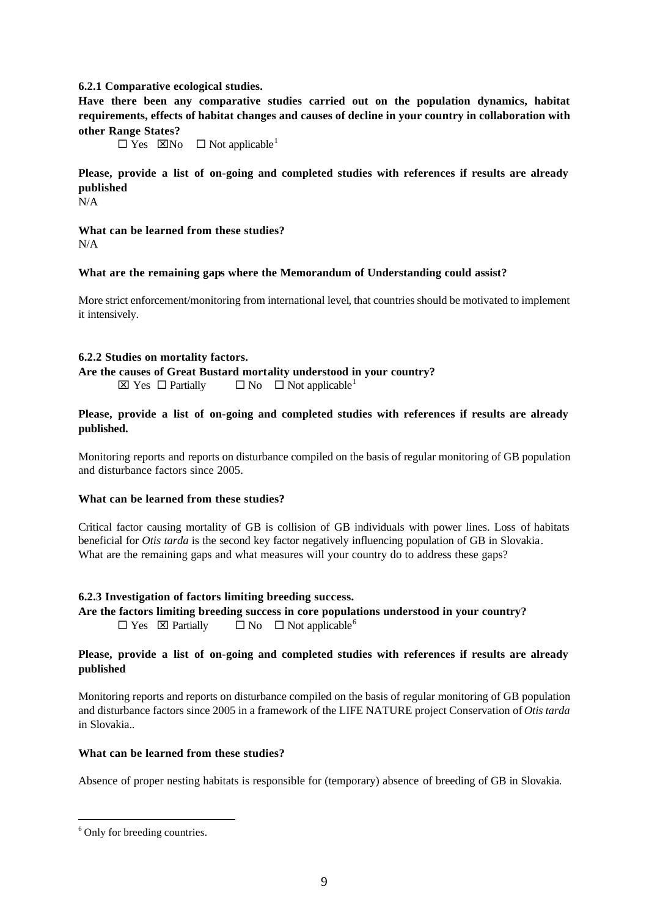**6.2.1 Comparative ecological studies.**

**Have there been any comparative studies carried out on the population dynamics, habitat requirements, effects of habitat changes and causes of decline in your country in collaboration with other Range States?**

☐ Yes ☒No ☐ Not applicable[1]

**Please, provide a list of on-going and completed studies with references if results are already published**

N/A

**What can be learned from these studies?**

N/A

**What are the remaining gaps where the Memorandum of Understanding could assist?**

More strict enforcement/monitoring from international level, that countries should be motivated to implement it intensively.

**6.2.2 Studies on mortality factors.**

**Are the causes of Great Bustard mortality understood in your country?**

☒ Yes ☐ Partially ☐ No ☐ Not applicable[1]

**Please, provide a list of on-going and completed studies with references if results are already published.**

Monitoring reports and reports on disturbance compiled on the basis of regular monitoring of GB population and disturbance factors since 2005.

**What can be learned from these studies?**

Critical factor causing mortality of GB is collision of GB individuals with power lines. Loss of habitats beneficial for *Otis tarda* is the second key factor negatively influencing population of GB in Slovakia.

What are the remaining gaps and what measures will your country do to address these gaps?

**6.2.3 Investigation of factors limiting breeding success.**

**Are the factors limiting breeding success in core populations understood in your country?**

☐ Yes ☒ Partially ☐ No ☐ Not applicable[6]

**Please, provide a list of on-going and completed studies with references if results are already published**

Monitoring reports and reports on disturbance compiled on the basis of regular monitoring of GB population and disturbance factors since 2005 in a framework of the LIFE NATURE project Conservation of *Otis tarda* in Slovakia..

**What can be learned from these studies?**

Absence of proper nesting habitats is responsible for (temporary) absence of breeding of GB in Slovakia.

[6] Only for breeding countries.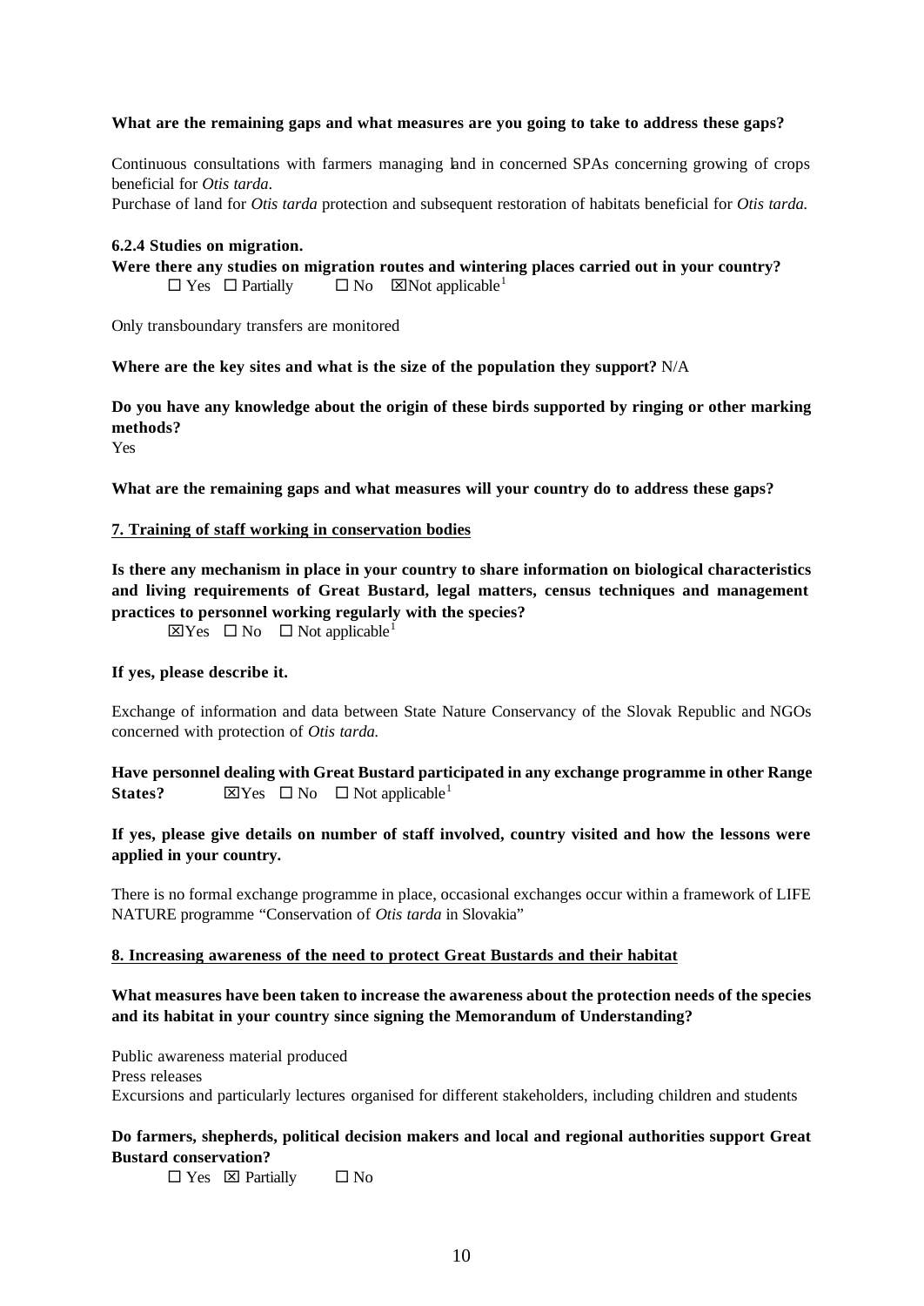**What are the remaining gaps and what measures are you going to take to address these gaps?**

Continuous consultations with farmers managing land in concerned SPAs concerning growing of crops beneficial for *Otis tarda*.
Purchase of land for *Otis tarda* protection and subsequent restoration of habitats beneficial for *Otis tarda.*

**6.2.4 Studies on migration.**

**Were there any studies on migration routes and wintering places carried out in your country?**
☐ Yes ☐ Partially ☐ No ☒Not applicable[1]

Only transboundary transfers are monitored

**Where are the key sites and what is the size of the population they support?** N/A

**Do you have any knowledge about the origin of these birds supported by ringing or other marking methods?**
Yes

**What are the remaining gaps and what measures will your country do to address these gaps?**

**7. Training of staff working in conservation bodies**

**Is there any mechanism in place in your country to share information on biological characteristics and living requirements of Great Bustard, legal matters, census techniques and management practices to personnel working regularly with the species?**
☒Yes ☐ No ☐ Not applicable[1]

**If yes, please describe it.**

Exchange of information and data between State Nature Conservancy of the Slovak Republic and NGOs concerned with protection of *Otis tarda.*

**Have personnel dealing with Great Bustard participated in any exchange programme in other Range States?** ☒Yes ☐ No ☐ Not applicable[1]

**If yes, please give details on number of staff involved, country visited and how the lessons were applied in your country.**

There is no formal exchange programme in place, occasional exchanges occur within a framework of LIFE NATURE programme "Conservation of *Otis tarda* in Slovakia"

**8. Increasing awareness of the need to protect Great Bustards and their habitat**

**What measures have been taken to increase the awareness about the protection needs of the species and its habitat in your country since signing the Memorandum of Understanding?**

Public awareness material produced
Press releases
Excursions and particularly lectures organised for different stakeholders, including children and students

**Do farmers, shepherds, political decision makers and local and regional authorities support Great Bustard conservation?**
☐ Yes ☒ Partially ☐ No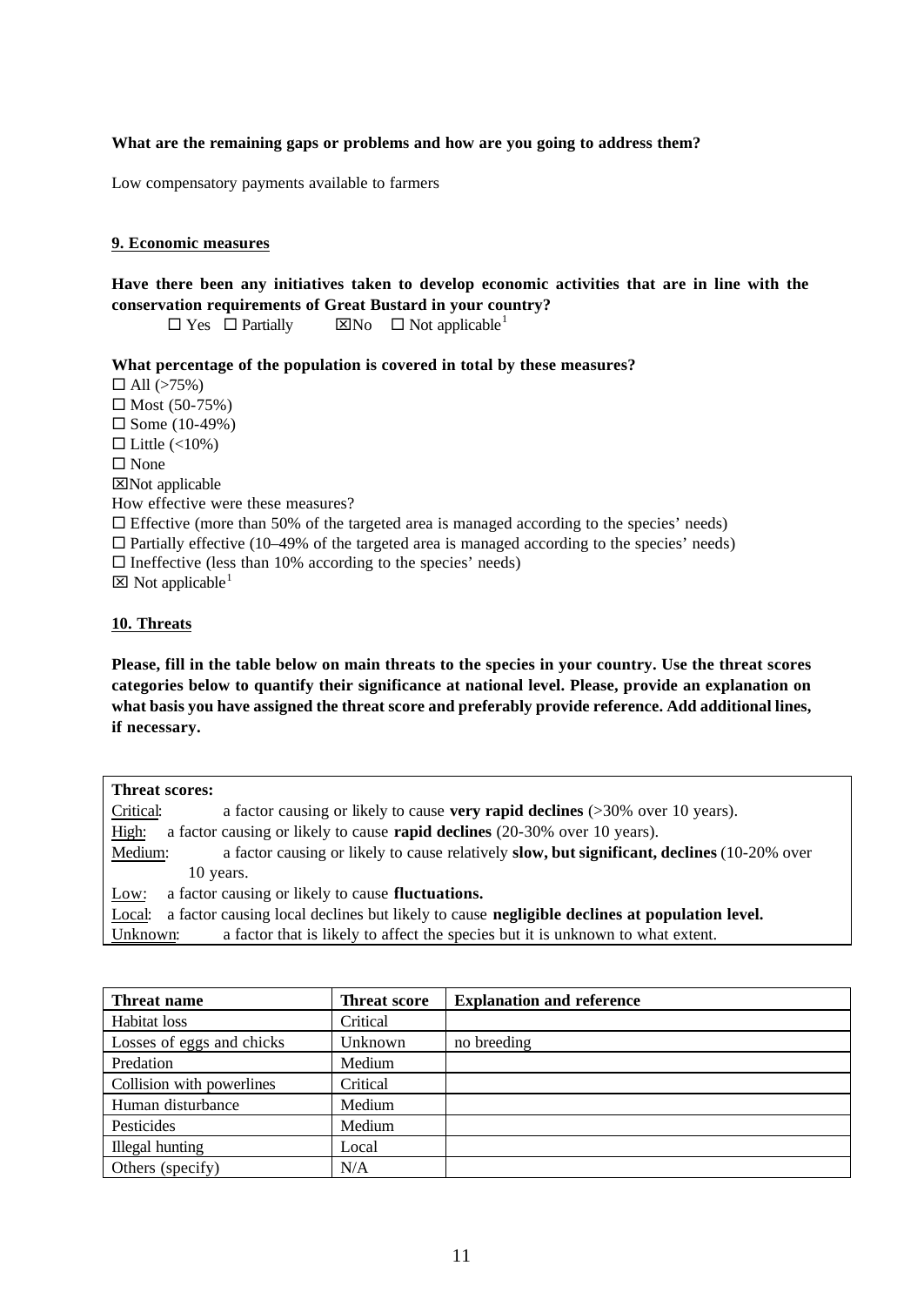**What are the remaining gaps or problems and how are you going to address them?**

Low compensatory payments available to farmers

## 9. Economic measures

**Have there been any initiatives taken to develop economic activities that are in line with the conservation requirements of Great Bustard in your country?**

☐ Yes ☐ Partially ☒No ☐ Not applicable[1]

**What percentage of the population is covered in total by these measures?**

☐ All (>75%)
☐ Most (50-75%)
☐ Some (10-49%)
☐ Little (<10%)
☐ None
☒Not applicable

How effective were these measures?

☐ Effective (more than 50% of the targeted area is managed according to the species' needs)
☐ Partially effective (10–49% of the targeted area is managed according to the species' needs)
☐ Ineffective (less than 10% according to the species' needs)
☒ Not applicable[1]

## 10. Threats

**Please, fill in the table below on main threats to the species in your country. Use the threat scores categories below to quantify their significance at national level. Please, provide an explanation on what basis you have assigned the threat score and preferably provide reference. Add additional lines, if necessary.**

**Threat scores:**

Critical: a factor causing or likely to cause **very rapid declines** (>30% over 10 years).
High: a factor causing or likely to cause **rapid declines** (20-30% over 10 years).
Medium: a factor causing or likely to cause relatively **slow, but significant, declines** (10-20% over 10 years.
Low: a factor causing or likely to cause **fluctuations.**
Local: a factor causing local declines but likely to cause **negligible declines at population level.**
Unknown: a factor that is likely to affect the species but it is unknown to what extent.

| Threat name | Threat score | Explanation and reference |
|---|---|---|
| Habitat loss | Critical | |
| Losses of eggs and chicks | Unknown | no breeding |
| Predation | Medium | |
| Collision with powerlines | Critical | |
| Human disturbance | Medium | |
| Pesticides | Medium | |
| Illegal hunting | Local | |
| Others (specify) | N/A | |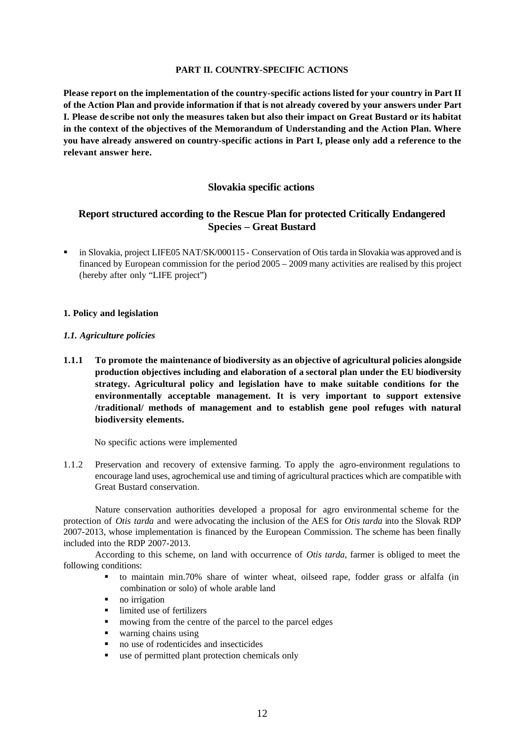**PART II. COUNTRY-SPECIFIC ACTIONS**

**Please report on the implementation of the country-specific actions listed for your country in Part II of the Action Plan and provide information if that is not already covered by your answers under Part I. Please describe not only the measures taken but also their impact on Great Bustard or its habitat in the context of the objectives of the Memorandum of Understanding and the Action Plan. Where you have already answered on country-specific actions in Part I, please only add a reference to the relevant answer here.**

## Slovakia specific actions

## Report structured according to the Rescue Plan for protected Critically Endangered Species – Great Bustard

- in Slovakia, project LIFE05 NAT/SK/000115 - Conservation of Otis tarda in Slovakia was approved and is financed by European commission for the period 2005 – 2009 many activities are realised by this project (hereby after only "LIFE project")

### 1. Policy and legislation

#### *1.1. Agriculture policies*

**1.1.1 To promote the maintenance of biodiversity as an objective of agricultural policies alongside production objectives including and elaboration of a sectoral plan under the EU biodiversity strategy. Agricultural policy and legislation have to make suitable conditions for the environmentally acceptable management. It is very important to support extensive /traditional/ methods of management and to establish gene pool refuges with natural biodiversity elements.**

No specific actions were implemented

1.1.2 Preservation and recovery of extensive farming. To apply the agro-environment regulations to encourage land uses, agrochemical use and timing of agricultural practices which are compatible with Great Bustard conservation.

Nature conservation authorities developed a proposal for agro environmental scheme for the protection of *Otis tarda* and were advocating the inclusion of the AES for *Otis tarda* into the Slovak RDP 2007-2013, whose implementation is financed by the European Commission. The scheme has been finally included into the RDP 2007-2013.

According to this scheme, on land with occurrence of *Otis tarda*, farmer is obliged to meet the following conditions:

- to maintain min.70% share of winter wheat, oilseed rape, fodder grass or alfalfa (in combination or solo) of whole arable land
- no irrigation
- limited use of fertilizers
- mowing from the centre of the parcel to the parcel edges
- warning chains using
- no use of rodenticides and insecticides
- use of permitted plant protection chemicals only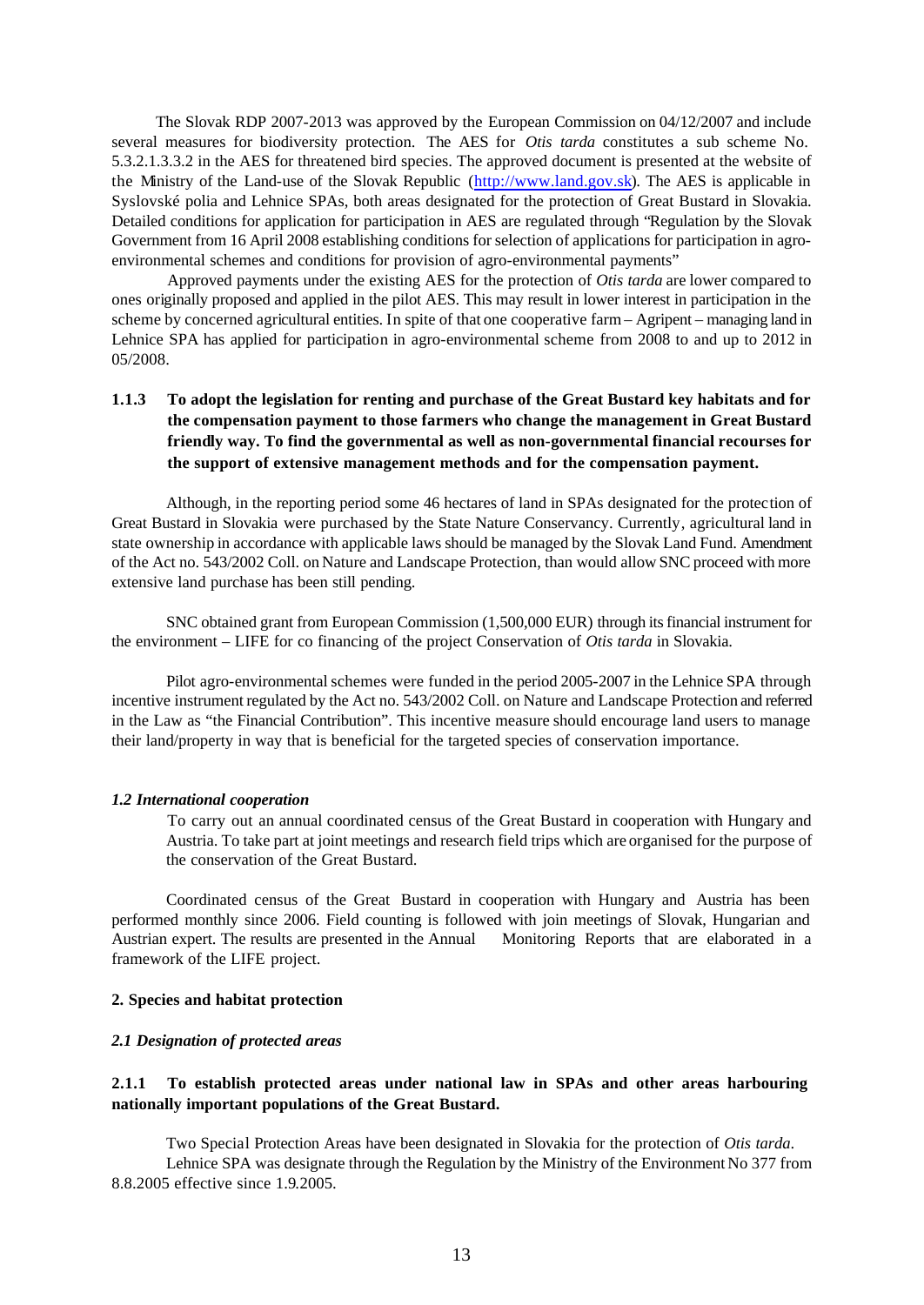The Slovak RDP 2007-2013 was approved by the European Commission on 04/12/2007 and include several measures for biodiversity protection. The AES for *Otis tarda* constitutes a sub scheme No. 5.3.2.1.3.3.2 in the AES for threatened bird species. The approved document is presented at the website of the Ministry of the Land-use of the Slovak Republic (http://www.land.gov.sk). The AES is applicable in Syslovské polia and Lehnice SPAs, both areas designated for the protection of Great Bustard in Slovakia. Detailed conditions for application for participation in AES are regulated through "Regulation by the Slovak Government from 16 April 2008 establishing conditions for selection of applications for participation in agro-environmental schemes and conditions for provision of agro-environmental payments"

Approved payments under the existing AES for the protection of *Otis tarda* are lower compared to ones originally proposed and applied in the pilot AES. This may result in lower interest in participation in the scheme by concerned agricultural entities. In spite of that one cooperative farm – Agripent – managing land in Lehnice SPA has applied for participation in agro-environmental scheme from 2008 to and up to 2012 in 05/2008.

**1.1.3 To adopt the legislation for renting and purchase of the Great Bustard key habitats and for the compensation payment to those farmers who change the management in Great Bustard friendly way. To find the governmental as well as non-governmental financial recourses for the support of extensive management methods and for the compensation payment.**

Although, in the reporting period some 46 hectares of land in SPAs designated for the protection of Great Bustard in Slovakia were purchased by the State Nature Conservancy. Currently, agricultural land in state ownership in accordance with applicable laws should be managed by the Slovak Land Fund. Amendment of the Act no. 543/2002 Coll. on Nature and Landscape Protection, than would allow SNC proceed with more extensive land purchase has been still pending.

SNC obtained grant from European Commission (1,500,000 EUR) through its financial instrument for the environment – LIFE for co financing of the project Conservation of *Otis tarda* in Slovakia.

Pilot agro-environmental schemes were funded in the period 2005-2007 in the Lehnice SPA through incentive instrument regulated by the Act no. 543/2002 Coll. on Nature and Landscape Protection and referred in the Law as "the Financial Contribution". This incentive measure should encourage land users to manage their land/property in way that is beneficial for the targeted species of conservation importance.

### *1.2 International cooperation*

To carry out an annual coordinated census of the Great Bustard in cooperation with Hungary and Austria. To take part at joint meetings and research field trips which are organised for the purpose of the conservation of the Great Bustard.

Coordinated census of the Great Bustard in cooperation with Hungary and Austria has been performed monthly since 2006. Field counting is followed with join meetings of Slovak, Hungarian and Austrian expert. The results are presented in the Annual Monitoring Reports that are elaborated in a framework of the LIFE project.

## 2. Species and habitat protection

### *2.1 Designation of protected areas*

**2.1.1 To establish protected areas under national law in SPAs and other areas harbouring nationally important populations of the Great Bustard.**

Two Special Protection Areas have been designated in Slovakia for the protection of *Otis tarda*.
Lehnice SPA was designate through the Regulation by the Ministry of the Environment No 377 from 8.8.2005 effective since 1.9.2005.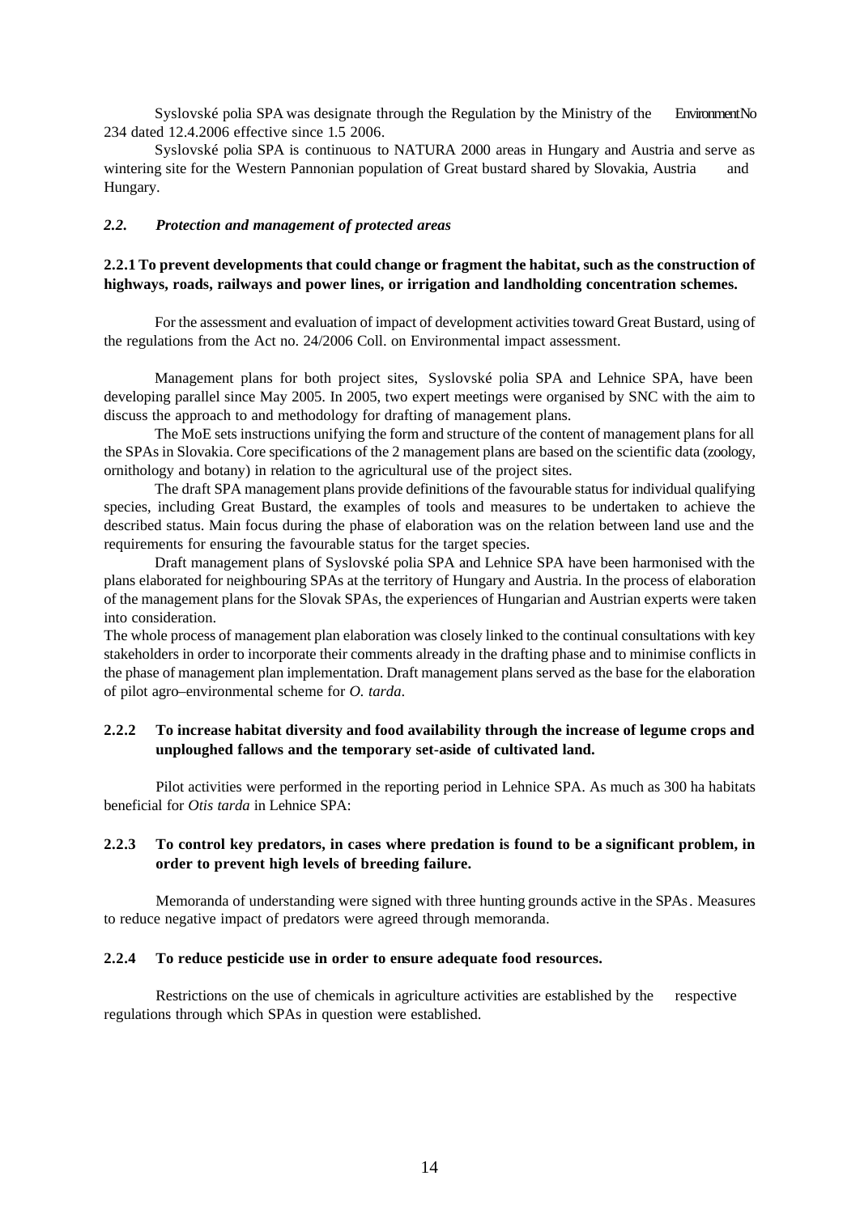Syslovské polia SPA was designate through the Regulation by the Ministry of the EnvironmentNo 234 dated 12.4.2006 effective since 1.5 2006.

Syslovské polia SPA is continuous to NATURA 2000 areas in Hungary and Austria and serve as wintering site for the Western Pannonian population of Great bustard shared by Slovakia, Austria and Hungary.

### *2.2. Protection and management of protected areas*

#### 2.2.1 To prevent developments that could change or fragment the habitat, such as the construction of highways, roads, railways and power lines, or irrigation and landholding concentration schemes.

For the assessment and evaluation of impact of development activities toward Great Bustard, using of the regulations from the Act no. 24/2006 Coll. on Environmental impact assessment.

Management plans for both project sites, Syslovské polia SPA and Lehnice SPA, have been developing parallel since May 2005. In 2005, two expert meetings were organised by SNC with the aim to discuss the approach to and methodology for drafting of management plans.

The MoE sets instructions unifying the form and structure of the content of management plans for all the SPAs in Slovakia. Core specifications of the 2 management plans are based on the scientific data (zoology, ornithology and botany) in relation to the agricultural use of the project sites.

The draft SPA management plans provide definitions of the favourable status for individual qualifying species, including Great Bustard, the examples of tools and measures to be undertaken to achieve the described status. Main focus during the phase of elaboration was on the relation between land use and the requirements for ensuring the favourable status for the target species.

Draft management plans of Syslovské polia SPA and Lehnice SPA have been harmonised with the plans elaborated for neighbouring SPAs at the territory of Hungary and Austria. In the process of elaboration of the management plans for the Slovak SPAs, the experiences of Hungarian and Austrian experts were taken into consideration.

The whole process of management plan elaboration was closely linked to the continual consultations with key stakeholders in order to incorporate their comments already in the drafting phase and to minimise conflicts in the phase of management plan implementation. Draft management plans served as the base for the elaboration of pilot agro–environmental scheme for *O. tarda*.

#### 2.2.2 To increase habitat diversity and food availability through the increase of legume crops and unploughed fallows and the temporary set-aside of cultivated land.

Pilot activities were performed in the reporting period in Lehnice SPA. As much as 300 ha habitats beneficial for *Otis tarda* in Lehnice SPA:

#### 2.2.3 To control key predators, in cases where predation is found to be a significant problem, in order to prevent high levels of breeding failure.

Memoranda of understanding were signed with three hunting grounds active in the SPAs. Measures to reduce negative impact of predators were agreed through memoranda.

#### 2.2.4 To reduce pesticide use in order to ensure adequate food resources.

Restrictions on the use of chemicals in agriculture activities are established by the respective regulations through which SPAs in question were established.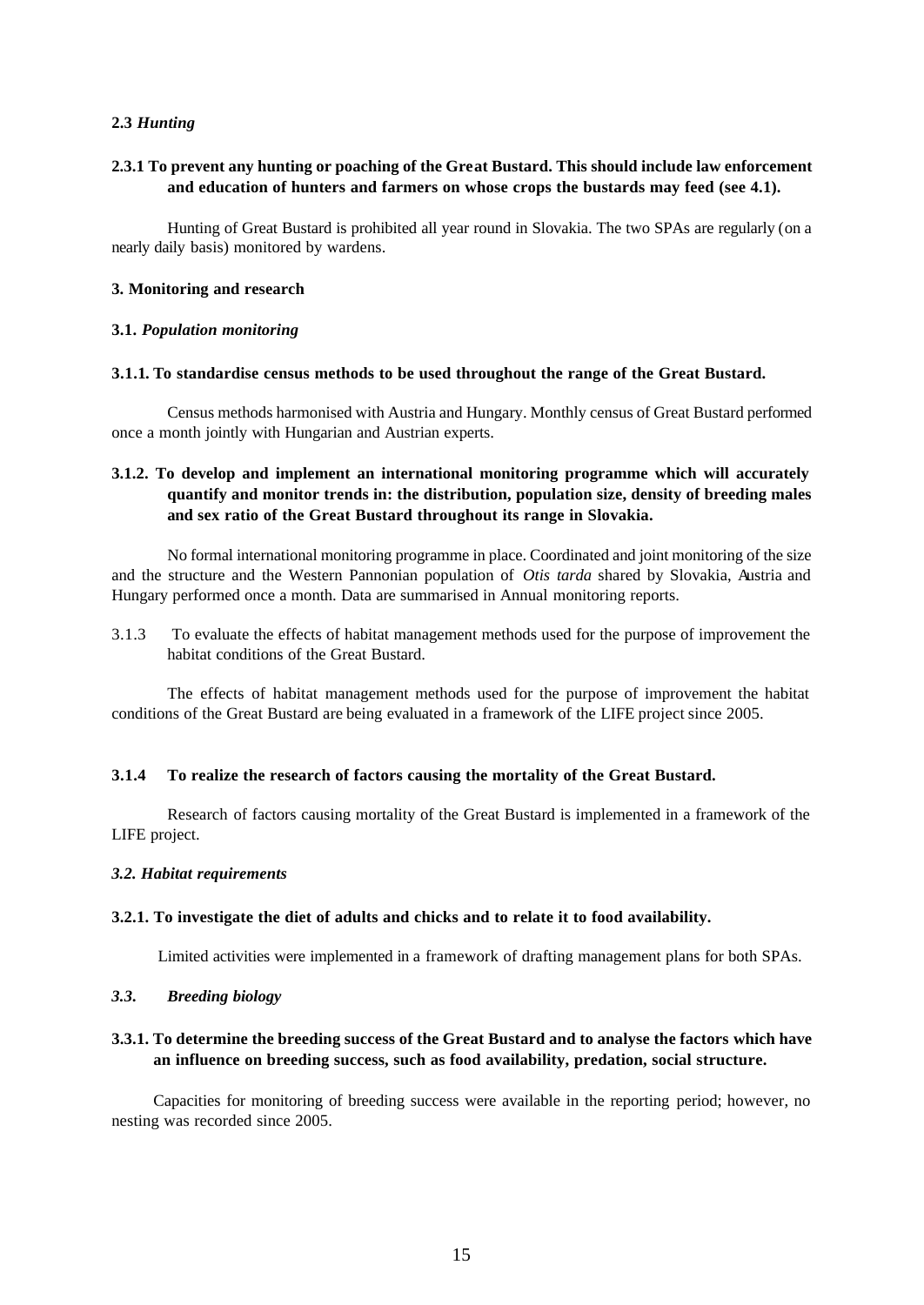**2.3** ***Hunting***

**2.3.1 To prevent any hunting or poaching of the Great Bustard. This should include law enforcement and education of hunters and farmers on whose crops the bustards may feed (see 4.1).**

Hunting of Great Bustard is prohibited all year round in Slovakia. The two SPAs are regularly (on a nearly daily basis) monitored by wardens.

**3. Monitoring and research**

**3.1.** ***Population monitoring***

**3.1.1. To standardise census methods to be used throughout the range of the Great Bustard.**

Census methods harmonised with Austria and Hungary. Monthly census of Great Bustard performed once a month jointly with Hungarian and Austrian experts.

**3.1.2. To develop and implement an international monitoring programme which will accurately quantify and monitor trends in: the distribution, population size, density of breeding males and sex ratio of the Great Bustard throughout its range in Slovakia.**

No formal international monitoring programme in place. Coordinated and joint monitoring of the size and the structure and the Western Pannonian population of *Otis tarda* shared by Slovakia, Austria and Hungary performed once a month. Data are summarised in Annual monitoring reports.

3.1.3 To evaluate the effects of habitat management methods used for the purpose of improvement the habitat conditions of the Great Bustard.

The effects of habitat management methods used for the purpose of improvement the habitat conditions of the Great Bustard are being evaluated in a framework of the LIFE project since 2005.

**3.1.4 To realize the research of factors causing the mortality of the Great Bustard.**

Research of factors causing mortality of the Great Bustard is implemented in a framework of the LIFE project.

***3.2. Habitat requirements***

**3.2.1. To investigate the diet of adults and chicks and to relate it to food availability.**

Limited activities were implemented in a framework of drafting management plans for both SPAs.

***3.3. Breeding biology***

**3.3.1. To determine the breeding success of the Great Bustard and to analyse the factors which have an influence on breeding success, such as food availability, predation, social structure.**

Capacities for monitoring of breeding success were available in the reporting period; however, no nesting was recorded since 2005.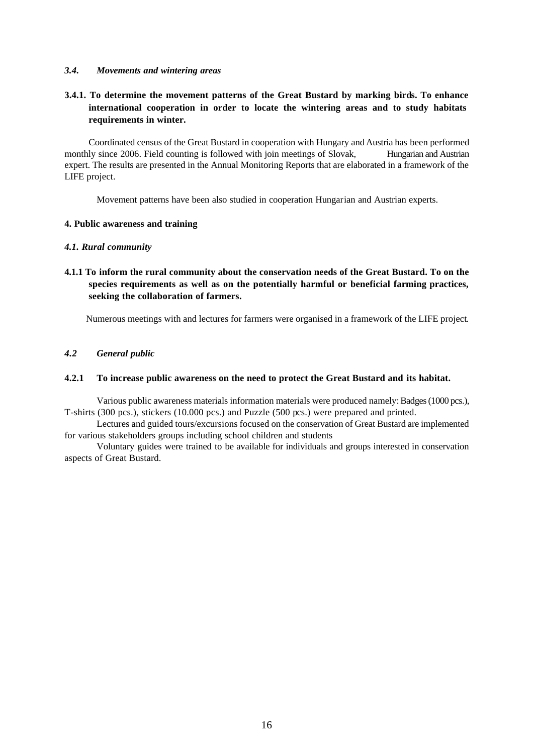### *3.4. Movements and wintering areas*

**3.4.1. To determine the movement patterns of the Great Bustard by marking birds. To enhance international cooperation in order to locate the wintering areas and to study habitats requirements in winter.**

Coordinated census of the Great Bustard in cooperation with Hungary and Austria has been performed monthly since 2006. Field counting is followed with join meetings of Slovak, Hungarian and Austrian expert. The results are presented in the Annual Monitoring Reports that are elaborated in a framework of the LIFE project.

Movement patterns have been also studied in cooperation Hungarian and Austrian experts.

## 4. Public awareness and training

### *4.1. Rural community*

**4.1.1 To inform the rural community about the conservation needs of the Great Bustard. To on the species requirements as well as on the potentially harmful or beneficial farming practices, seeking the collaboration of farmers.**

Numerous meetings with and lectures for farmers were organised in a framework of the LIFE project.

### *4.2 General public*

**4.2.1 To increase public awareness on the need to protect the Great Bustard and its habitat.**

Various public awareness materials information materials were produced namely: Badges (1000 pcs.), T-shirts (300 pcs.), stickers (10.000 pcs.) and Puzzle (500 pcs.) were prepared and printed.

Lectures and guided tours/excursions focused on the conservation of Great Bustard are implemented for various stakeholders groups including school children and students

Voluntary guides were trained to be available for individuals and groups interested in conservation aspects of Great Bustard.